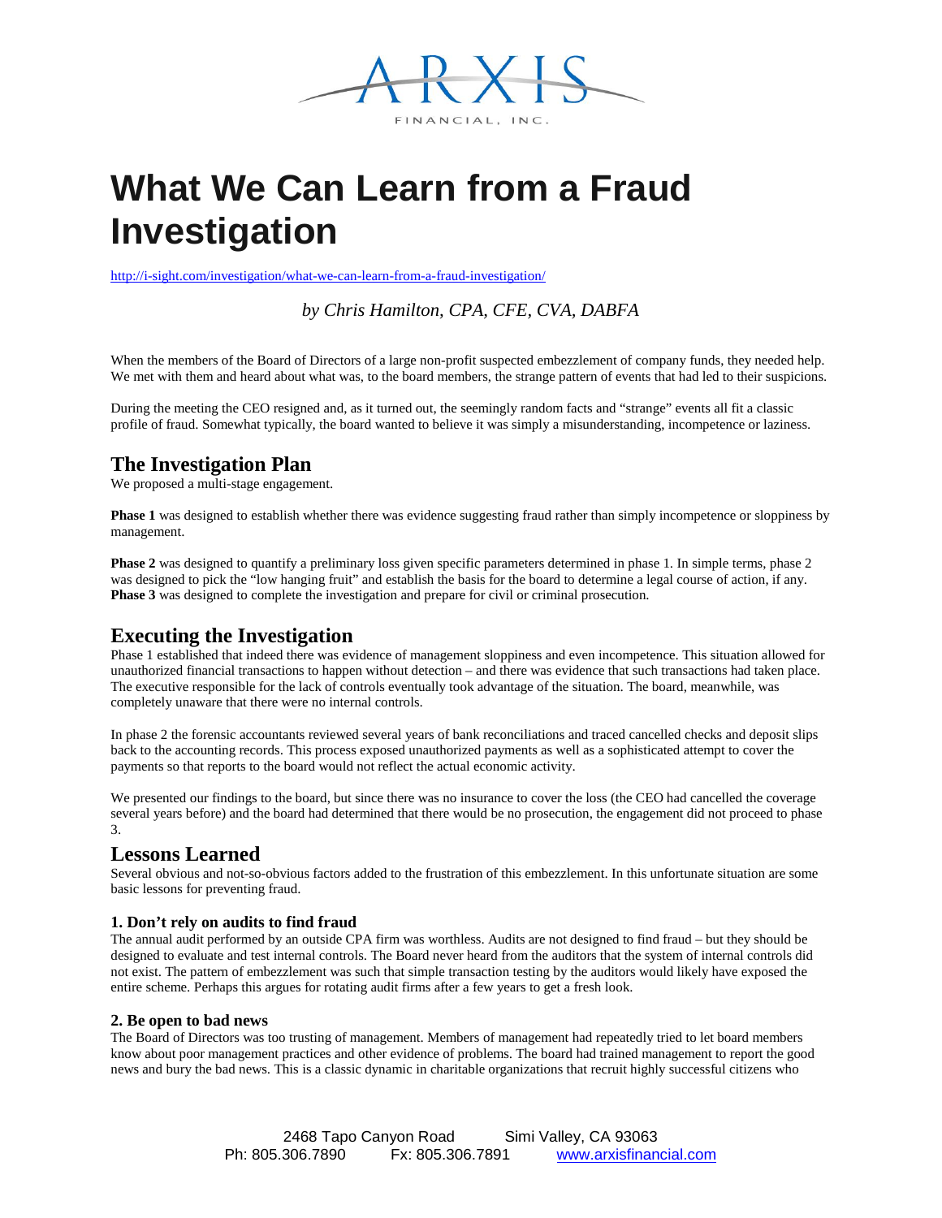# What We Can Learn from a Fraud Investigation

http://i-sight.com/investigation/what-we-can-learn-from-a-fraud-investigation/

*by Chris Hamilton, CPA, CFE, CVA, DABFA*

When the members of the Board of Directors of a large non-profit suspected embezzlement of company funds, they needed help. We met with them and heard about what was, to the board members, the strange pattern of events that had led to their suspicions.

During the meeting the CEO resigned and, as it turned out, the seemingly random facts and "strange" events all fit a classic profile of fraud. Somewhat typically, the board wanted to believe it was simply a misunderstanding, incompetence or laziness.

## The Investigation Plan

We proposed a multi-stage engagement.

**Phase 1** was designed to establish whether there was evidence suggesting fraud rather than simply incompetence or sloppiness by management.

**Phase 2** was designed to quantify a preliminary loss given specific parameters determined in phase 1. In simple terms, phase 2 was designed to pick the "low hanging fruit" and establish the basis for the board to determine a legal course of action, if any.
**Phase 3** was designed to complete the investigation and prepare for civil or criminal prosecution.

## Executing the Investigation

Phase 1 established that indeed there was evidence of management sloppiness and even incompetence. This situation allowed for unauthorized financial transactions to happen without detection – and there was evidence that such transactions had taken place. The executive responsible for the lack of controls eventually took advantage of the situation. The board, meanwhile, was completely unaware that there were no internal controls.

In phase 2 the forensic accountants reviewed several years of bank reconciliations and traced cancelled checks and deposit slips back to the accounting records. This process exposed unauthorized payments as well as a sophisticated attempt to cover the payments so that reports to the board would not reflect the actual economic activity.

We presented our findings to the board, but since there was no insurance to cover the loss (the CEO had cancelled the coverage several years before) and the board had determined that there would be no prosecution, the engagement did not proceed to phase 3.

## Lessons Learned

Several obvious and not-so-obvious factors added to the frustration of this embezzlement. In this unfortunate situation are some basic lessons for preventing fraud.

### 1. Don't rely on audits to find fraud

The annual audit performed by an outside CPA firm was worthless. Audits are not designed to find fraud – but they should be designed to evaluate and test internal controls. The Board never heard from the auditors that the system of internal controls did not exist. The pattern of embezzlement was such that simple transaction testing by the auditors would likely have exposed the entire scheme. Perhaps this argues for rotating audit firms after a few years to get a fresh look.

### 2. Be open to bad news

The Board of Directors was too trusting of management. Members of management had repeatedly tried to let board members know about poor management practices and other evidence of problems. The board had trained management to report the good news and bury the bad news. This is a classic dynamic in charitable organizations that recruit highly successful citizens who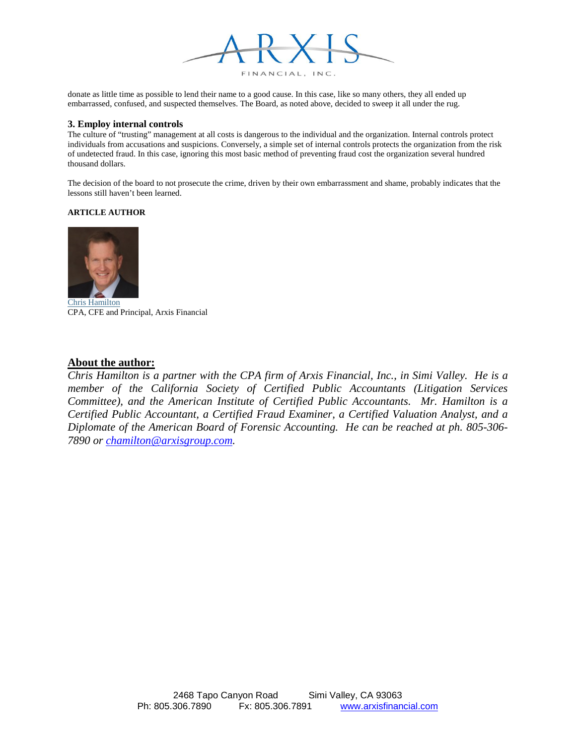donate as little time as possible to lend their name to a good cause. In this case, like so many others, they all ended up embarrassed, confused, and suspected themselves. The Board, as noted above, decided to sweep it all under the rug.

### 3. Employ internal controls

The culture of "trusting" management at all costs is dangerous to the individual and the organization. Internal controls protect individuals from accusations and suspicions. Conversely, a simple set of internal controls protects the organization from the risk of undetected fraud. In this case, ignoring this most basic method of preventing fraud cost the organization several hundred thousand dollars.

The decision of the board to not prosecute the crime, driven by their own embarrassment and shame, probably indicates that the lessons still haven't been learned.

**ARTICLE AUTHOR**

Chris Hamilton
CPA, CFE and Principal, Arxis Financial

## About the author:

*Chris Hamilton is a partner with the CPA firm of Arxis Financial, Inc., in Simi Valley. He is a member of the California Society of Certified Public Accountants (Litigation Services Committee), and the American Institute of Certified Public Accountants. Mr. Hamilton is a Certified Public Accountant, a Certified Fraud Examiner, a Certified Valuation Analyst, and a Diplomate of the American Board of Forensic Accounting. He can be reached at ph. 805-306-7890 or chamilton@arxisgroup.com.*